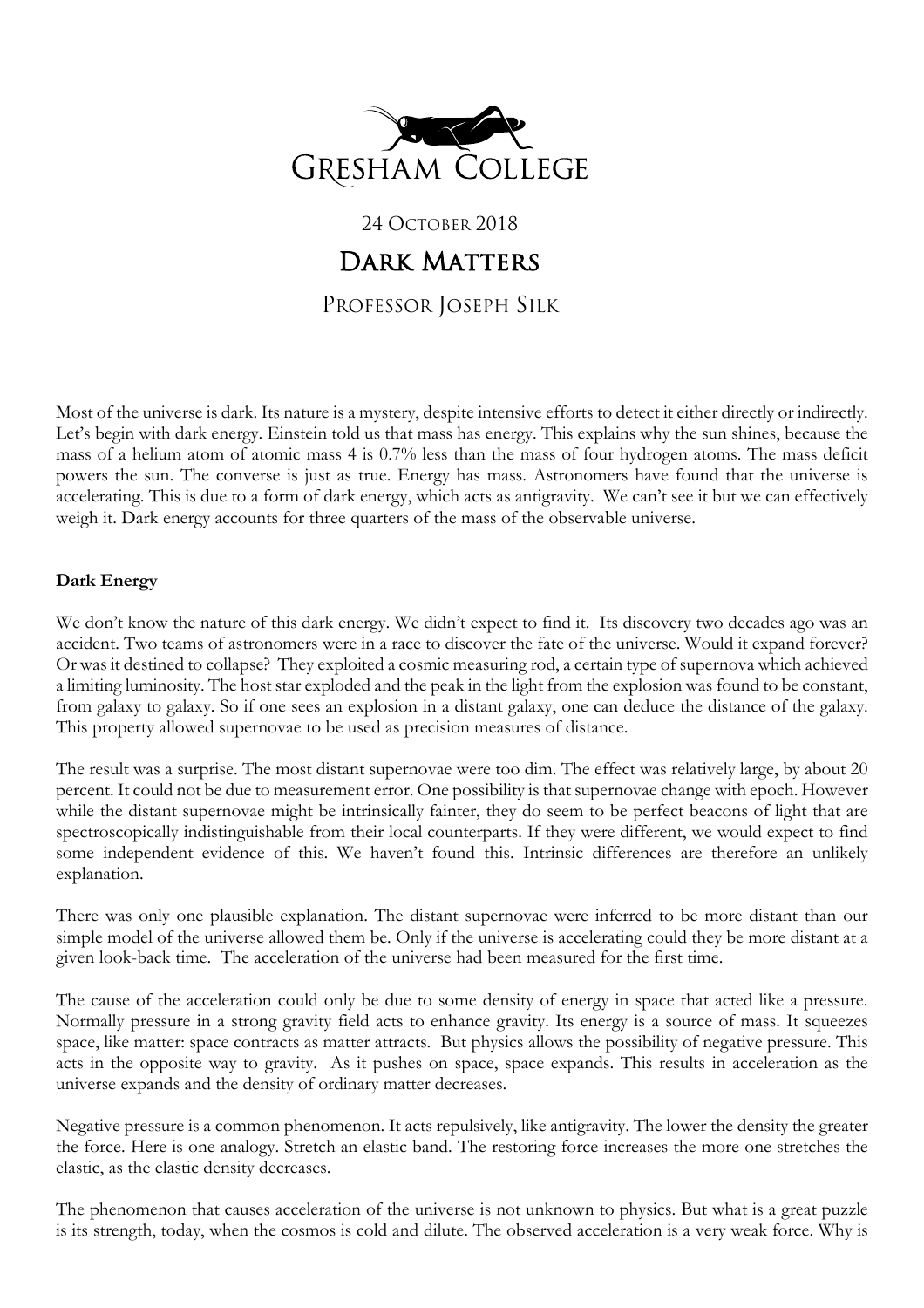Gresham College

24 October 2018

# Dark Matters

Professor Joseph Silk

Most of the universe is dark. Its nature is a mystery, despite intensive efforts to detect it either directly or indirectly. Let's begin with dark energy. Einstein told us that mass has energy. This explains why the sun shines, because the mass of a helium atom of atomic mass 4 is 0.7% less than the mass of four hydrogen atoms. The mass deficit powers the sun. The converse is just as true. Energy has mass. Astronomers have found that the universe is accelerating. This is due to a form of dark energy, which acts as antigravity. We can't see it but we can effectively weigh it. Dark energy accounts for three quarters of the mass of the observable universe.

## Dark Energy

We don't know the nature of this dark energy. We didn't expect to find it. Its discovery two decades ago was an accident. Two teams of astronomers were in a race to discover the fate of the universe. Would it expand forever? Or was it destined to collapse? They exploited a cosmic measuring rod, a certain type of supernova which achieved a limiting luminosity. The host star exploded and the peak in the light from the explosion was found to be constant, from galaxy to galaxy. So if one sees an explosion in a distant galaxy, one can deduce the distance of the galaxy. This property allowed supernovae to be used as precision measures of distance.

The result was a surprise. The most distant supernovae were too dim. The effect was relatively large, by about 20 percent. It could not be due to measurement error. One possibility is that supernovae change with epoch. However while the distant supernovae might be intrinsically fainter, they do seem to be perfect beacons of light that are spectroscopically indistinguishable from their local counterparts. If they were different, we would expect to find some independent evidence of this. We haven't found this. Intrinsic differences are therefore an unlikely explanation.

There was only one plausible explanation. The distant supernovae were inferred to be more distant than our simple model of the universe allowed them be. Only if the universe is accelerating could they be more distant at a given look-back time. The acceleration of the universe had been measured for the first time.

The cause of the acceleration could only be due to some density of energy in space that acted like a pressure. Normally pressure in a strong gravity field acts to enhance gravity. Its energy is a source of mass. It squeezes space, like matter: space contracts as matter attracts. But physics allows the possibility of negative pressure. This acts in the opposite way to gravity. As it pushes on space, space expands. This results in acceleration as the universe expands and the density of ordinary matter decreases.

Negative pressure is a common phenomenon. It acts repulsively, like antigravity. The lower the density the greater the force. Here is one analogy. Stretch an elastic band. The restoring force increases the more one stretches the elastic, as the elastic density decreases.

The phenomenon that causes acceleration of the universe is not unknown to physics. But what is a great puzzle is its strength, today, when the cosmos is cold and dilute. The observed acceleration is a very weak force. Why is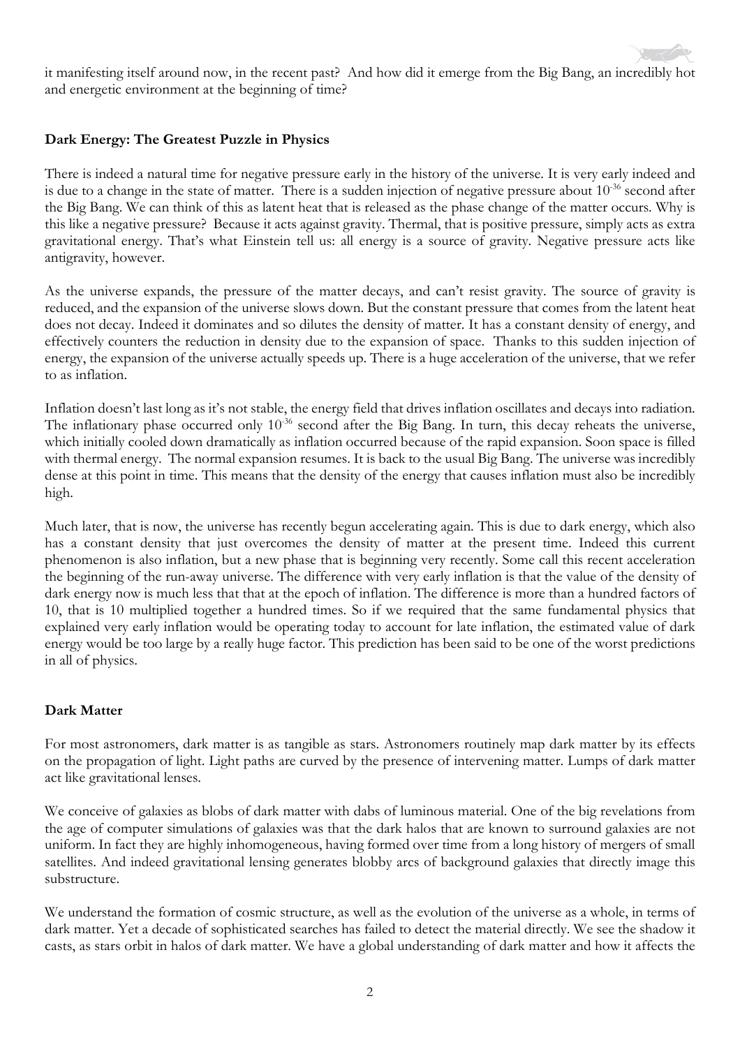it manifesting itself around now, in the recent past? And how did it emerge from the Big Bang, an incredibly hot and energetic environment at the beginning of time?

**Dark Energy: The Greatest Puzzle in Physics**

There is indeed a natural time for negative pressure early in the history of the universe. It is very early indeed and is due to a change in the state of matter. There is a sudden injection of negative pressure about $10^{-36}$ second after the Big Bang. We can think of this as latent heat that is released as the phase change of the matter occurs. Why is this like a negative pressure? Because it acts against gravity. Thermal, that is positive pressure, simply acts as extra gravitational energy. That's what Einstein tell us: all energy is a source of gravity. Negative pressure acts like antigravity, however.

As the universe expands, the pressure of the matter decays, and can't resist gravity. The source of gravity is reduced, and the expansion of the universe slows down. But the constant pressure that comes from the latent heat does not decay. Indeed it dominates and so dilutes the density of matter. It has a constant density of energy, and effectively counters the reduction in density due to the expansion of space. Thanks to this sudden injection of energy, the expansion of the universe actually speeds up. There is a huge acceleration of the universe, that we refer to as inflation.

Inflation doesn't last long as it's not stable, the energy field that drives inflation oscillates and decays into radiation. The inflationary phase occurred only $10^{-36}$ second after the Big Bang. In turn, this decay reheats the universe, which initially cooled down dramatically as inflation occurred because of the rapid expansion. Soon space is filled with thermal energy. The normal expansion resumes. It is back to the usual Big Bang. The universe was incredibly dense at this point in time. This means that the density of the energy that causes inflation must also be incredibly high.

Much later, that is now, the universe has recently begun accelerating again. This is due to dark energy, which also has a constant density that just overcomes the density of matter at the present time. Indeed this current phenomenon is also inflation, but a new phase that is beginning very recently. Some call this recent acceleration the beginning of the run-away universe. The difference with very early inflation is that the value of the density of dark energy now is much less that that at the epoch of inflation. The difference is more than a hundred factors of 10, that is 10 multiplied together a hundred times. So if we required that the same fundamental physics that explained very early inflation would be operating today to account for late inflation, the estimated value of dark energy would be too large by a really huge factor. This prediction has been said to be one of the worst predictions in all of physics.

**Dark Matter**

For most astronomers, dark matter is as tangible as stars. Astronomers routinely map dark matter by its effects on the propagation of light. Light paths are curved by the presence of intervening matter. Lumps of dark matter act like gravitational lenses.

We conceive of galaxies as blobs of dark matter with dabs of luminous material. One of the big revelations from the age of computer simulations of galaxies was that the dark halos that are known to surround galaxies are not uniform. In fact they are highly inhomogeneous, having formed over time from a long history of mergers of small satellites. And indeed gravitational lensing generates blobby arcs of background galaxies that directly image this substructure.

We understand the formation of cosmic structure, as well as the evolution of the universe as a whole, in terms of dark matter. Yet a decade of sophisticated searches has failed to detect the material directly. We see the shadow it casts, as stars orbit in halos of dark matter. We have a global understanding of dark matter and how it affects the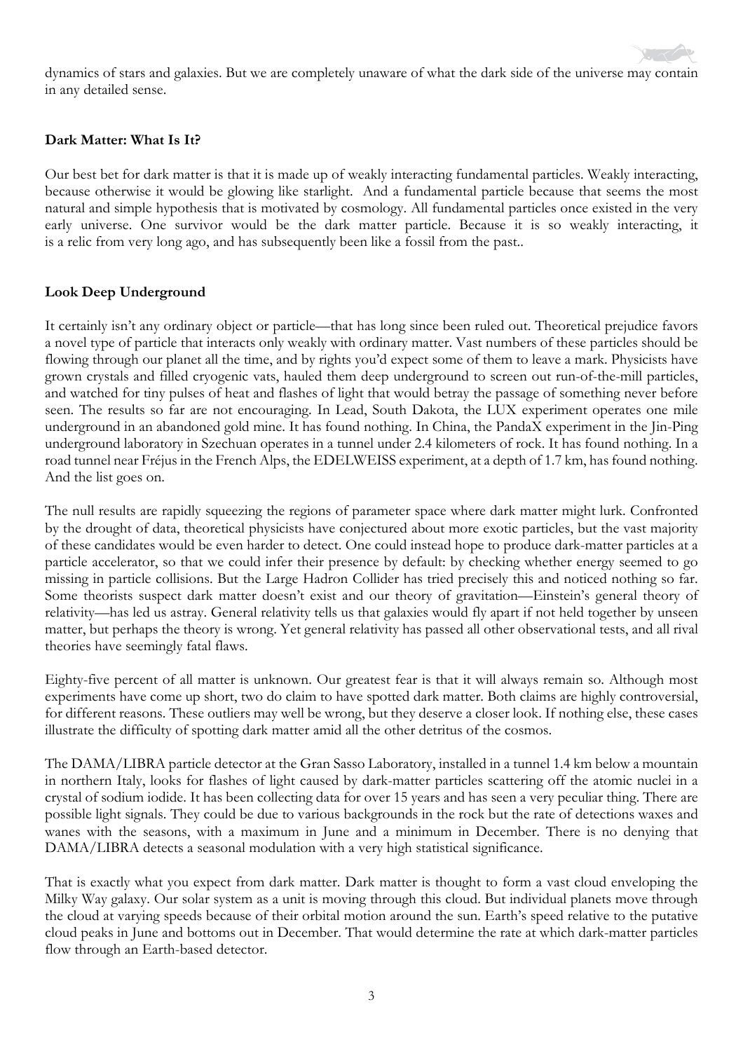dynamics of stars and galaxies. But we are completely unaware of what the dark side of the universe may contain in any detailed sense.

**Dark Matter: What Is It?**

Our best bet for dark matter is that it is made up of weakly interacting fundamental particles. Weakly interacting, because otherwise it would be glowing like starlight. And a fundamental particle because that seems the most natural and simple hypothesis that is motivated by cosmology. All fundamental particles once existed in the very early universe. One survivor would be the dark matter particle. Because it is so weakly interacting, it is a relic from very long ago, and has subsequently been like a fossil from the past..

**Look Deep Underground**

It certainly isn't any ordinary object or particle—that has long since been ruled out. Theoretical prejudice favors a novel type of particle that interacts only weakly with ordinary matter. Vast numbers of these particles should be flowing through our planet all the time, and by rights you'd expect some of them to leave a mark. Physicists have grown crystals and filled cryogenic vats, hauled them deep underground to screen out run-of-the-mill particles, and watched for tiny pulses of heat and flashes of light that would betray the passage of something never before seen. The results so far are not encouraging. In Lead, South Dakota, the LUX experiment operates one mile underground in an abandoned gold mine. It has found nothing. In China, the PandaX experiment in the Jin-Ping underground laboratory in Szechuan operates in a tunnel under 2.4 kilometers of rock. It has found nothing. In a road tunnel near Fréjus in the French Alps, the EDELWEISS experiment, at a depth of 1.7 km, has found nothing. And the list goes on.

The null results are rapidly squeezing the regions of parameter space where dark matter might lurk. Confronted by the drought of data, theoretical physicists have conjectured about more exotic particles, but the vast majority of these candidates would be even harder to detect. One could instead hope to produce dark-matter particles at a particle accelerator, so that we could infer their presence by default: by checking whether energy seemed to go missing in particle collisions. But the Large Hadron Collider has tried precisely this and noticed nothing so far. Some theorists suspect dark matter doesn't exist and our theory of gravitation—Einstein's general theory of relativity—has led us astray. General relativity tells us that galaxies would fly apart if not held together by unseen matter, but perhaps the theory is wrong. Yet general relativity has passed all other observational tests, and all rival theories have seemingly fatal flaws.

Eighty-five percent of all matter is unknown. Our greatest fear is that it will always remain so. Although most experiments have come up short, two do claim to have spotted dark matter. Both claims are highly controversial, for different reasons. These outliers may well be wrong, but they deserve a closer look. If nothing else, these cases illustrate the difficulty of spotting dark matter amid all the other detritus of the cosmos.

The DAMA/LIBRA particle detector at the Gran Sasso Laboratory, installed in a tunnel 1.4 km below a mountain in northern Italy, looks for flashes of light caused by dark-matter particles scattering off the atomic nuclei in a crystal of sodium iodide. It has been collecting data for over 15 years and has seen a very peculiar thing. There are possible light signals. They could be due to various backgrounds in the rock but the rate of detections waxes and wanes with the seasons, with a maximum in June and a minimum in December. There is no denying that DAMA/LIBRA detects a seasonal modulation with a very high statistical significance.

That is exactly what you expect from dark matter. Dark matter is thought to form a vast cloud enveloping the Milky Way galaxy. Our solar system as a unit is moving through this cloud. But individual planets move through the cloud at varying speeds because of their orbital motion around the sun. Earth's speed relative to the putative cloud peaks in June and bottoms out in December. That would determine the rate at which dark-matter particles flow through an Earth-based detector.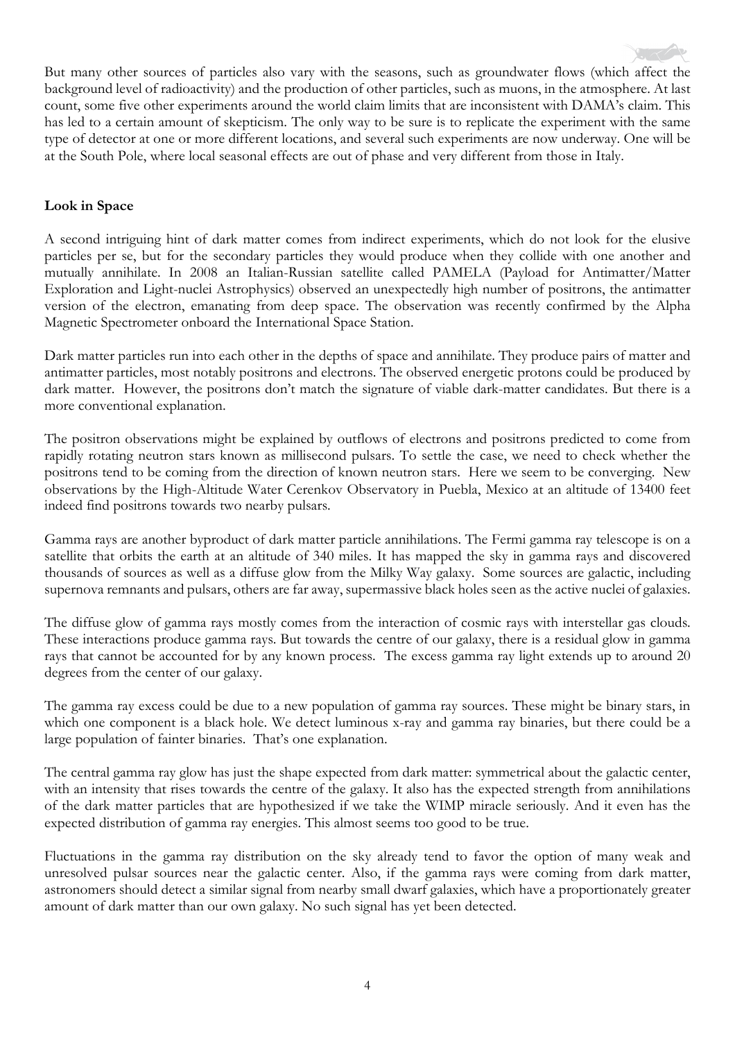But many other sources of particles also vary with the seasons, such as groundwater flows (which affect the background level of radioactivity) and the production of other particles, such as muons, in the atmosphere. At last count, some five other experiments around the world claim limits that are inconsistent with DAMA's claim. This has led to a certain amount of skepticism. The only way to be sure is to replicate the experiment with the same type of detector at one or more different locations, and several such experiments are now underway. One will be at the South Pole, where local seasonal effects are out of phase and very different from those in Italy.

**Look in Space**

A second intriguing hint of dark matter comes from indirect experiments, which do not look for the elusive particles per se, but for the secondary particles they would produce when they collide with one another and mutually annihilate. In 2008 an Italian-Russian satellite called PAMELA (Payload for Antimatter/Matter Exploration and Light-nuclei Astrophysics) observed an unexpectedly high number of positrons, the antimatter version of the electron, emanating from deep space. The observation was recently confirmed by the Alpha Magnetic Spectrometer onboard the International Space Station.

Dark matter particles run into each other in the depths of space and annihilate. They produce pairs of matter and antimatter particles, most notably positrons and electrons. The observed energetic protons could be produced by dark matter. However, the positrons don't match the signature of viable dark-matter candidates. But there is a more conventional explanation.

The positron observations might be explained by outflows of electrons and positrons predicted to come from rapidly rotating neutron stars known as millisecond pulsars. To settle the case, we need to check whether the positrons tend to be coming from the direction of known neutron stars. Here we seem to be converging. New observations by the High-Altitude Water Cerenkov Observatory in Puebla, Mexico at an altitude of 13400 feet indeed find positrons towards two nearby pulsars.

Gamma rays are another byproduct of dark matter particle annihilations. The Fermi gamma ray telescope is on a satellite that orbits the earth at an altitude of 340 miles. It has mapped the sky in gamma rays and discovered thousands of sources as well as a diffuse glow from the Milky Way galaxy. Some sources are galactic, including supernova remnants and pulsars, others are far away, supermassive black holes seen as the active nuclei of galaxies.

The diffuse glow of gamma rays mostly comes from the interaction of cosmic rays with interstellar gas clouds. These interactions produce gamma rays. But towards the centre of our galaxy, there is a residual glow in gamma rays that cannot be accounted for by any known process. The excess gamma ray light extends up to around 20 degrees from the center of our galaxy.

The gamma ray excess could be due to a new population of gamma ray sources. These might be binary stars, in which one component is a black hole. We detect luminous x-ray and gamma ray binaries, but there could be a large population of fainter binaries. That's one explanation.

The central gamma ray glow has just the shape expected from dark matter: symmetrical about the galactic center, with an intensity that rises towards the centre of the galaxy. It also has the expected strength from annihilations of the dark matter particles that are hypothesized if we take the WIMP miracle seriously. And it even has the expected distribution of gamma ray energies. This almost seems too good to be true.

Fluctuations in the gamma ray distribution on the sky already tend to favor the option of many weak and unresolved pulsar sources near the galactic center. Also, if the gamma rays were coming from dark matter, astronomers should detect a similar signal from nearby small dwarf galaxies, which have a proportionately greater amount of dark matter than our own galaxy. No such signal has yet been detected.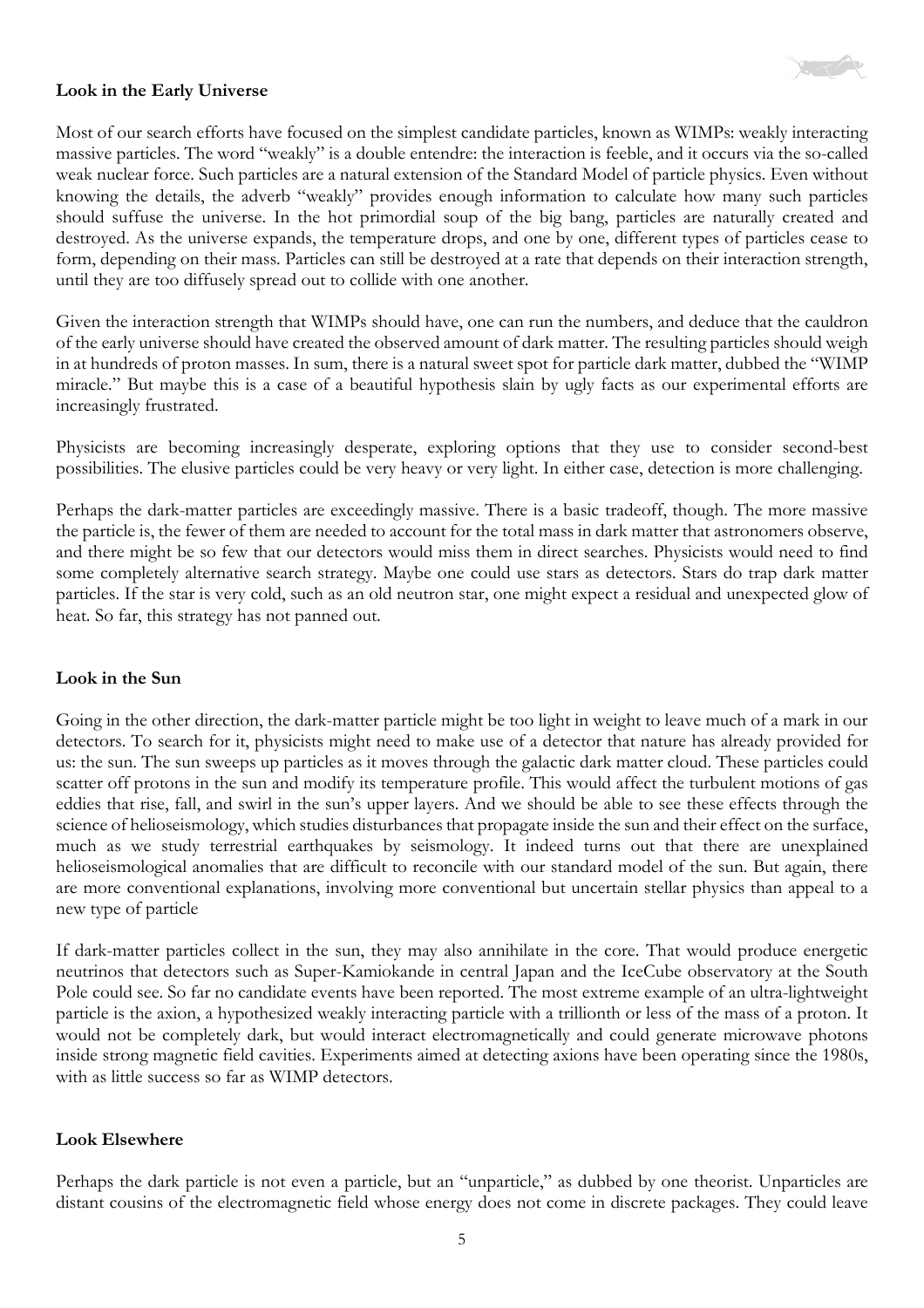### Look in the Early Universe

Most of our search efforts have focused on the simplest candidate particles, known as WIMPs: weakly interacting massive particles. The word "weakly" is a double entendre: the interaction is feeble, and it occurs via the so-called weak nuclear force. Such particles are a natural extension of the Standard Model of particle physics. Even without knowing the details, the adverb "weakly" provides enough information to calculate how many such particles should suffuse the universe. In the hot primordial soup of the big bang, particles are naturally created and destroyed. As the universe expands, the temperature drops, and one by one, different types of particles cease to form, depending on their mass. Particles can still be destroyed at a rate that depends on their interaction strength, until they are too diffusely spread out to collide with one another.

Given the interaction strength that WIMPs should have, one can run the numbers, and deduce that the cauldron of the early universe should have created the observed amount of dark matter. The resulting particles should weigh in at hundreds of proton masses. In sum, there is a natural sweet spot for particle dark matter, dubbed the "WIMP miracle." But maybe this is a case of a beautiful hypothesis slain by ugly facts as our experimental efforts are increasingly frustrated.

Physicists are becoming increasingly desperate, exploring options that they use to consider second-best possibilities. The elusive particles could be very heavy or very light. In either case, detection is more challenging.

Perhaps the dark-matter particles are exceedingly massive. There is a basic tradeoff, though. The more massive the particle is, the fewer of them are needed to account for the total mass in dark matter that astronomers observe, and there might be so few that our detectors would miss them in direct searches. Physicists would need to find some completely alternative search strategy. Maybe one could use stars as detectors. Stars do trap dark matter particles. If the star is very cold, such as an old neutron star, one might expect a residual and unexpected glow of heat. So far, this strategy has not panned out.

### Look in the Sun

Going in the other direction, the dark-matter particle might be too light in weight to leave much of a mark in our detectors. To search for it, physicists might need to make use of a detector that nature has already provided for us: the sun. The sun sweeps up particles as it moves through the galactic dark matter cloud. These particles could scatter off protons in the sun and modify its temperature profile. This would affect the turbulent motions of gas eddies that rise, fall, and swirl in the sun's upper layers. And we should be able to see these effects through the science of helioseismology, which studies disturbances that propagate inside the sun and their effect on the surface, much as we study terrestrial earthquakes by seismology. It indeed turns out that there are unexplained helioseismological anomalies that are difficult to reconcile with our standard model of the sun. But again, there are more conventional explanations, involving more conventional but uncertain stellar physics than appeal to a new type of particle

If dark-matter particles collect in the sun, they may also annihilate in the core. That would produce energetic neutrinos that detectors such as Super-Kamiokande in central Japan and the IceCube observatory at the South Pole could see. So far no candidate events have been reported. The most extreme example of an ultra-lightweight particle is the axion, a hypothesized weakly interacting particle with a trillionth or less of the mass of a proton. It would not be completely dark, but would interact electromagnetically and could generate microwave photons inside strong magnetic field cavities. Experiments aimed at detecting axions have been operating since the 1980s, with as little success so far as WIMP detectors.

### Look Elsewhere

Perhaps the dark particle is not even a particle, but an "unparticle," as dubbed by one theorist. Unparticles are distant cousins of the electromagnetic field whose energy does not come in discrete packages. They could leave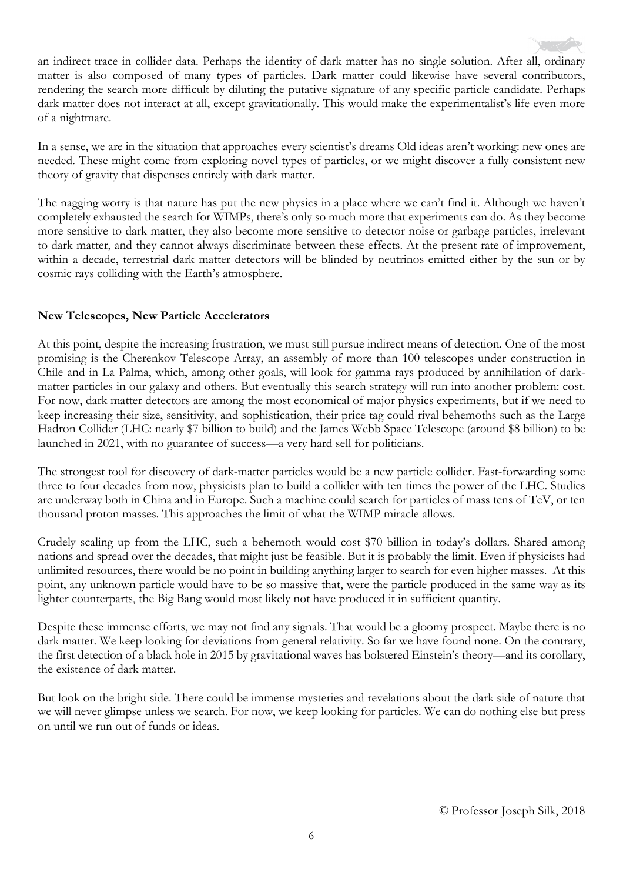an indirect trace in collider data. Perhaps the identity of dark matter has no single solution. After all, ordinary matter is also composed of many types of particles. Dark matter could likewise have several contributors, rendering the search more difficult by diluting the putative signature of any specific particle candidate. Perhaps dark matter does not interact at all, except gravitationally. This would make the experimentalist's life even more of a nightmare.

In a sense, we are in the situation that approaches every scientist's dreams Old ideas aren't working: new ones are needed. These might come from exploring novel types of particles, or we might discover a fully consistent new theory of gravity that dispenses entirely with dark matter.

The nagging worry is that nature has put the new physics in a place where we can't find it. Although we haven't completely exhausted the search for WIMPs, there's only so much more that experiments can do. As they become more sensitive to dark matter, they also become more sensitive to detector noise or garbage particles, irrelevant to dark matter, and they cannot always discriminate between these effects. At the present rate of improvement, within a decade, terrestrial dark matter detectors will be blinded by neutrinos emitted either by the sun or by cosmic rays colliding with the Earth's atmosphere.

**New Telescopes, New Particle Accelerators**

At this point, despite the increasing frustration, we must still pursue indirect means of detection. One of the most promising is the Cherenkov Telescope Array, an assembly of more than 100 telescopes under construction in Chile and in La Palma, which, among other goals, will look for gamma rays produced by annihilation of dark-matter particles in our galaxy and others. But eventually this search strategy will run into another problem: cost. For now, dark matter detectors are among the most economical of major physics experiments, but if we need to keep increasing their size, sensitivity, and sophistication, their price tag could rival behemoths such as the Large Hadron Collider (LHC: nearly $7 billion to build) and the James Webb Space Telescope (around $8 billion) to be launched in 2021, with no guarantee of success—a very hard sell for politicians.

The strongest tool for discovery of dark-matter particles would be a new particle collider. Fast-forwarding some three to four decades from now, physicists plan to build a collider with ten times the power of the LHC. Studies are underway both in China and in Europe. Such a machine could search for particles of mass tens of TeV, or ten thousand proton masses. This approaches the limit of what the WIMP miracle allows.

Crudely scaling up from the LHC, such a behemoth would cost $70 billion in today's dollars. Shared among nations and spread over the decades, that might just be feasible. But it is probably the limit. Even if physicists had unlimited resources, there would be no point in building anything larger to search for even higher masses. At this point, any unknown particle would have to be so massive that, were the particle produced in the same way as its lighter counterparts, the Big Bang would most likely not have produced it in sufficient quantity.

Despite these immense efforts, we may not find any signals. That would be a gloomy prospect. Maybe there is no dark matter. We keep looking for deviations from general relativity. So far we have found none. On the contrary, the first detection of a black hole in 2015 by gravitational waves has bolstered Einstein's theory—and its corollary, the existence of dark matter.

But look on the bright side. There could be immense mysteries and revelations about the dark side of nature that we will never glimpse unless we search. For now, we keep looking for particles. We can do nothing else but press on until we run out of funds or ideas.

© Professor Joseph Silk, 2018